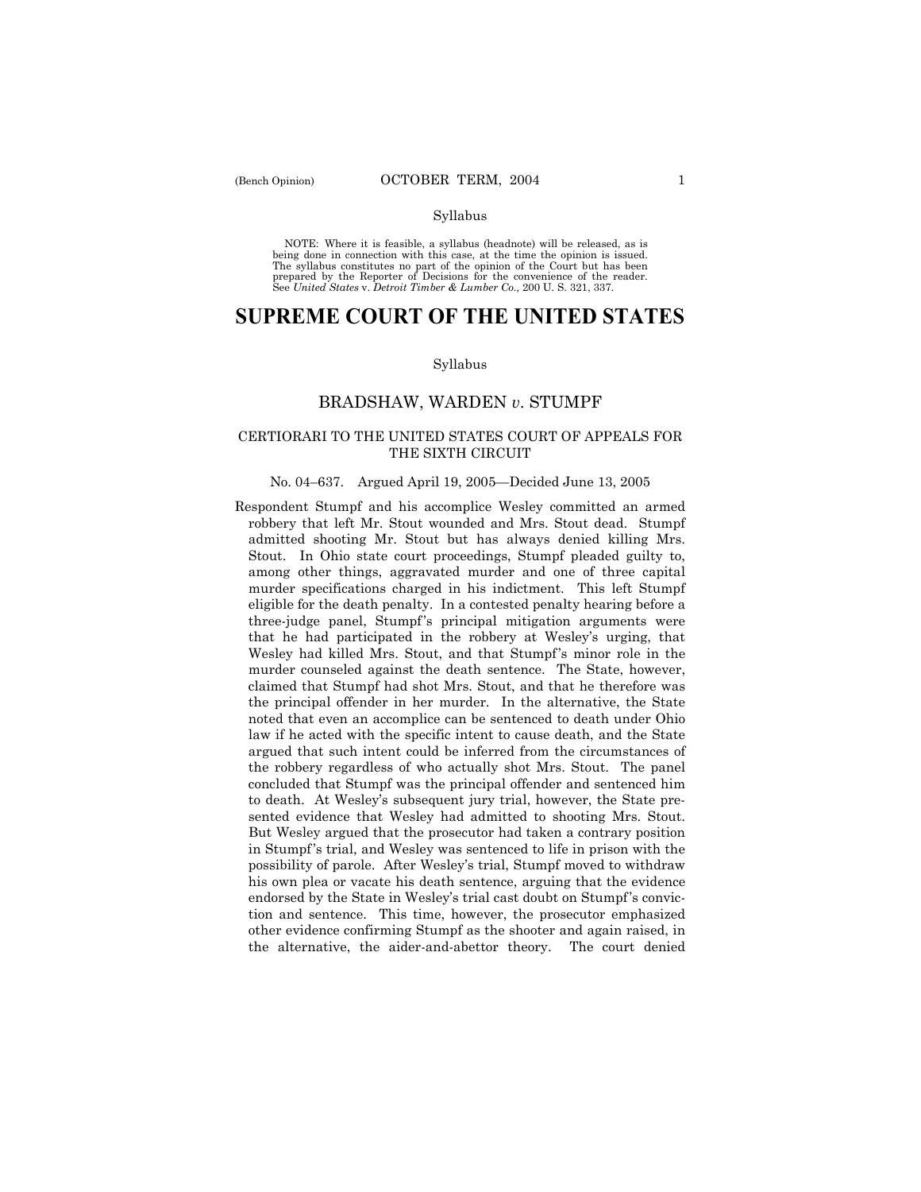Syllabus

NOTE: Where it is feasible, a syllabus (headnote) will be released, as is being done in connection with this case, at the time the opinion is issued. The syllabus constitutes no part of the opinion of the Court but has been prepared by the Reporter of Decisions for the convenience of the reader. See *United States* v. *Detroit Timber & Lumber Co.,* 200 U. S. 321, 337.

# SUPREME COURT OF THE UNITED STATES

Syllabus

## BRADSHAW, WARDEN *v*. STUMPF

### CERTIORARI TO THE UNITED STATES COURT OF APPEALS FOR THE SIXTH CIRCUIT

No. 04–637. Argued April 19, 2005—Decided June 13, 2005

Respondent Stumpf and his accomplice Wesley committed an armed robbery that left Mr. Stout wounded and Mrs. Stout dead. Stumpf admitted shooting Mr. Stout but has always denied killing Mrs. Stout. In Ohio state court proceedings, Stumpf pleaded guilty to, among other things, aggravated murder and one of three capital murder specifications charged in his indictment. This left Stumpf eligible for the death penalty. In a contested penalty hearing before a three-judge panel, Stumpf's principal mitigation arguments were that he had participated in the robbery at Wesley's urging, that Wesley had killed Mrs. Stout, and that Stumpf's minor role in the murder counseled against the death sentence. The State, however, claimed that Stumpf had shot Mrs. Stout, and that he therefore was the principal offender in her murder. In the alternative, the State noted that even an accomplice can be sentenced to death under Ohio law if he acted with the specific intent to cause death, and the State argued that such intent could be inferred from the circumstances of the robbery regardless of who actually shot Mrs. Stout. The panel concluded that Stumpf was the principal offender and sentenced him to death. At Wesley's subsequent jury trial, however, the State presented evidence that Wesley had admitted to shooting Mrs. Stout. But Wesley argued that the prosecutor had taken a contrary position in Stumpf's trial, and Wesley was sentenced to life in prison with the possibility of parole. After Wesley's trial, Stumpf moved to withdraw his own plea or vacate his death sentence, arguing that the evidence endorsed by the State in Wesley's trial cast doubt on Stumpf's conviction and sentence. This time, however, the prosecutor emphasized other evidence confirming Stumpf as the shooter and again raised, in the alternative, the aider-and-abettor theory. The court denied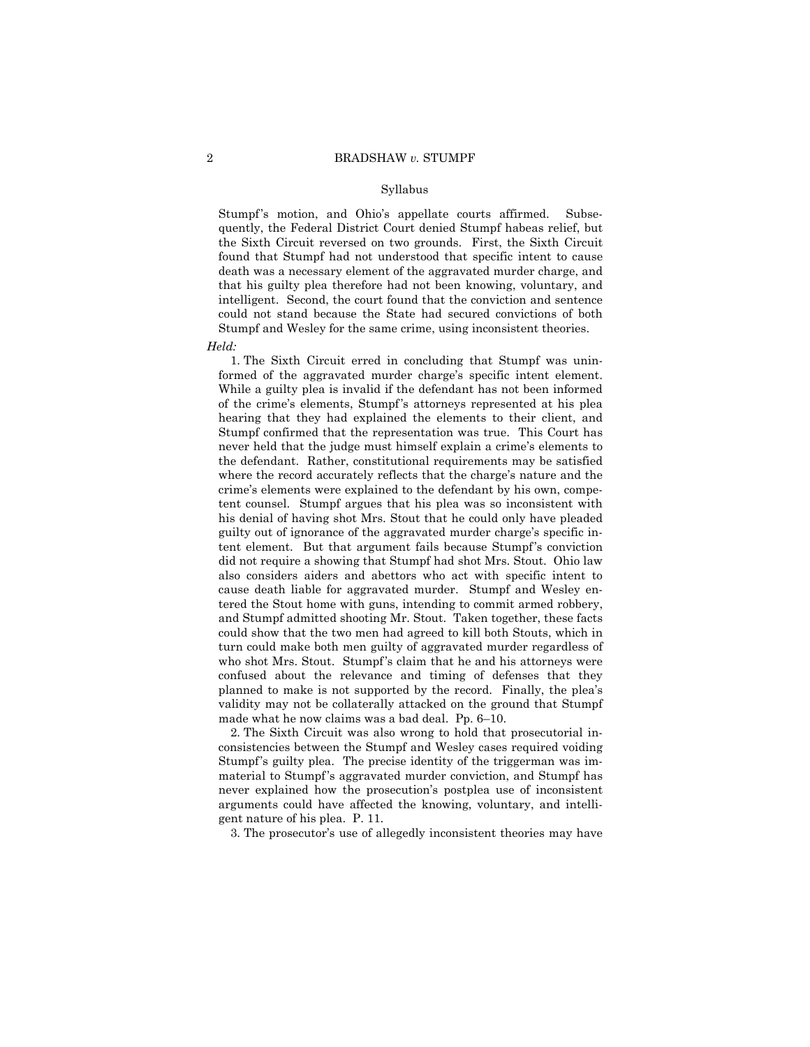Stumpf's motion, and Ohio's appellate courts affirmed. Subsequently, the Federal District Court denied Stumpf habeas relief, but the Sixth Circuit reversed on two grounds. First, the Sixth Circuit found that Stumpf had not understood that specific intent to cause death was a necessary element of the aggravated murder charge, and that his guilty plea therefore had not been knowing, voluntary, and intelligent. Second, the court found that the conviction and sentence could not stand because the State had secured convictions of both Stumpf and Wesley for the same crime, using inconsistent theories.

*Held:*

1. The Sixth Circuit erred in concluding that Stumpf was uninformed of the aggravated murder charge's specific intent element. While a guilty plea is invalid if the defendant has not been informed of the crime's elements, Stumpf's attorneys represented at his plea hearing that they had explained the elements to their client, and Stumpf confirmed that the representation was true. This Court has never held that the judge must himself explain a crime's elements to the defendant. Rather, constitutional requirements may be satisfied where the record accurately reflects that the charge's nature and the crime's elements were explained to the defendant by his own, competent counsel. Stumpf argues that his plea was so inconsistent with his denial of having shot Mrs. Stout that he could only have pleaded guilty out of ignorance of the aggravated murder charge's specific intent element. But that argument fails because Stumpf's conviction did not require a showing that Stumpf had shot Mrs. Stout. Ohio law also considers aiders and abettors who act with specific intent to cause death liable for aggravated murder. Stumpf and Wesley entered the Stout home with guns, intending to commit armed robbery, and Stumpf admitted shooting Mr. Stout. Taken together, these facts could show that the two men had agreed to kill both Stouts, which in turn could make both men guilty of aggravated murder regardless of who shot Mrs. Stout. Stumpf's claim that he and his attorneys were confused about the relevance and timing of defenses that they planned to make is not supported by the record. Finally, the plea's validity may not be collaterally attacked on the ground that Stumpf made what he now claims was a bad deal. Pp. 6–10.

2. The Sixth Circuit was also wrong to hold that prosecutorial inconsistencies between the Stumpf and Wesley cases required voiding Stumpf's guilty plea. The precise identity of the triggerman was immaterial to Stumpf's aggravated murder conviction, and Stumpf has never explained how the prosecution's postplea use of inconsistent arguments could have affected the knowing, voluntary, and intelligent nature of his plea. P. 11.

3. The prosecutor's use of allegedly inconsistent theories may have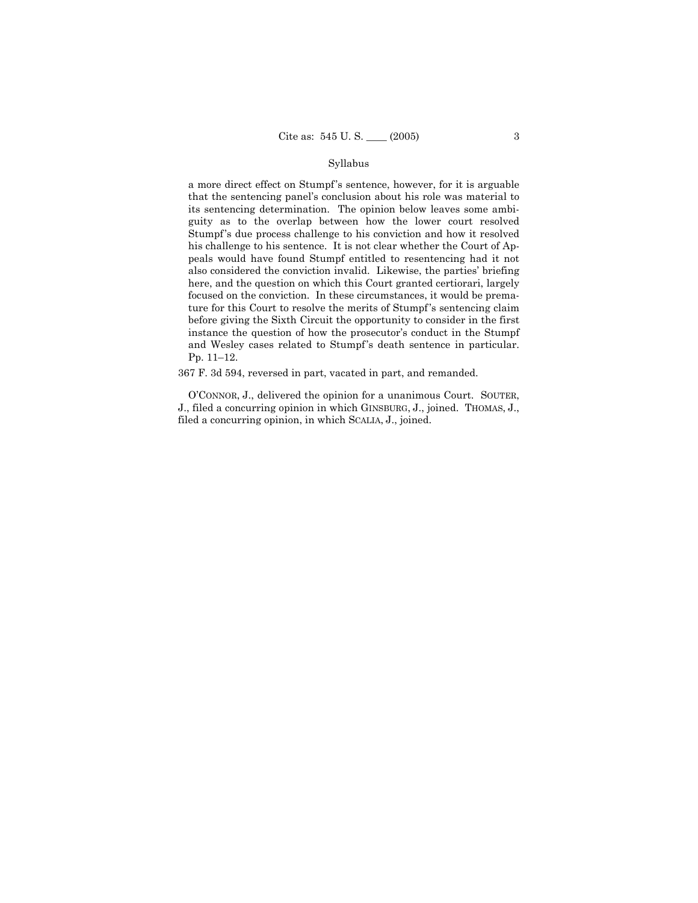Syllabus

a more direct effect on Stumpf's sentence, however, for it is arguable that the sentencing panel's conclusion about his role was material to its sentencing determination. The opinion below leaves some ambiguity as to the overlap between how the lower court resolved Stumpf's due process challenge to his conviction and how it resolved his challenge to his sentence. It is not clear whether the Court of Appeals would have found Stumpf entitled to resentencing had it not also considered the conviction invalid. Likewise, the parties' briefing here, and the question on which this Court granted certiorari, largely focused on the conviction. In these circumstances, it would be premature for this Court to resolve the merits of Stumpf's sentencing claim before giving the Sixth Circuit the opportunity to consider in the first instance the question of how the prosecutor's conduct in the Stumpf and Wesley cases related to Stumpf's death sentence in particular. Pp. 11–12.

367 F. 3d 594, reversed in part, vacated in part, and remanded.

O'CONNOR, J., delivered the opinion for a unanimous Court. SOUTER, J., filed a concurring opinion in which GINSBURG, J., joined. THOMAS, J., filed a concurring opinion, in which SCALIA, J., joined.